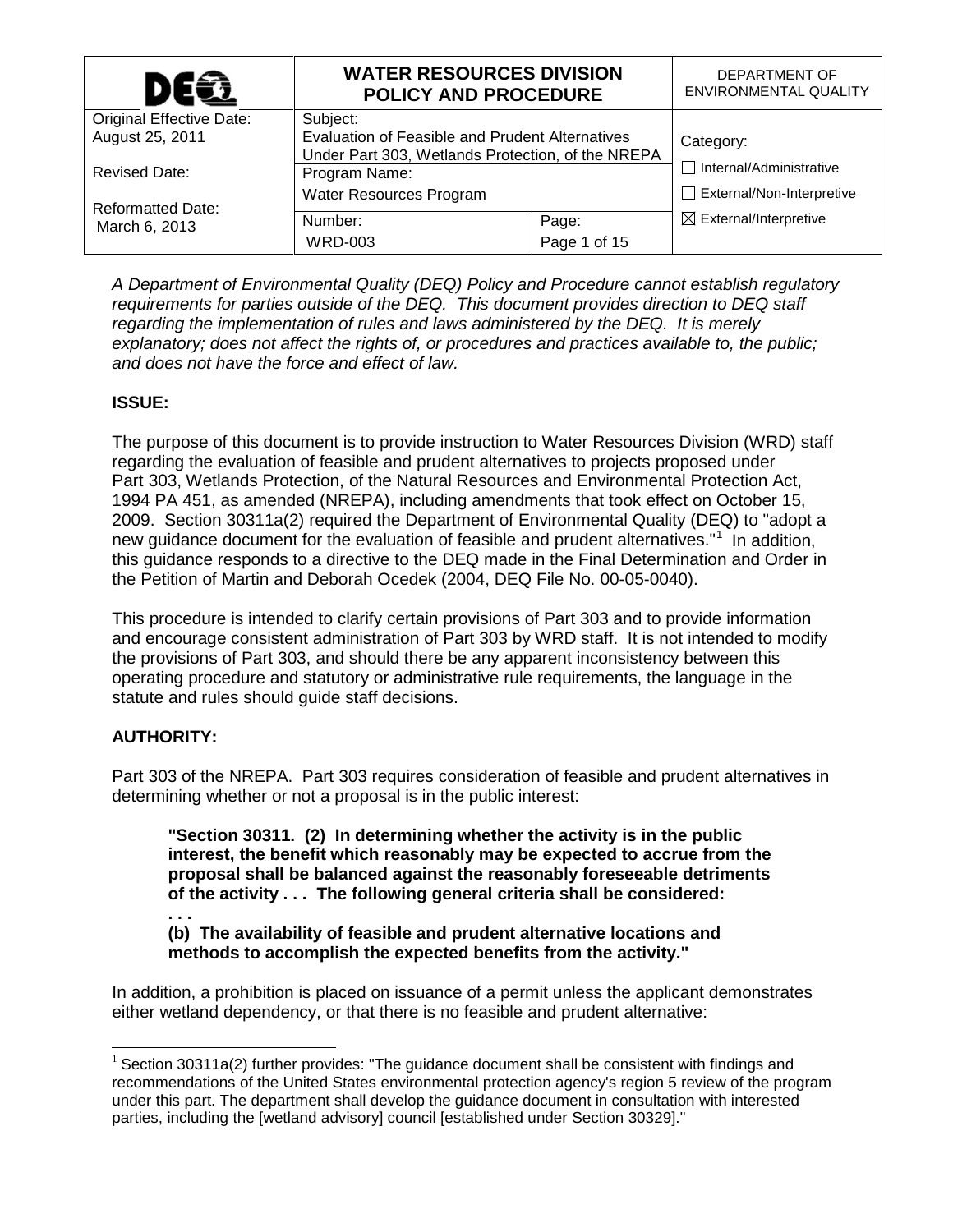| DEQ | **WATER RESOURCES DIVISION POLICY AND PROCEDURE** | | DEPARTMENT OF ENVIRONMENTAL QUALITY |
|---|---|---|---|
| Original Effective Date: August 25, 2011 | Subject: Evaluation of Feasible and Prudent Alternatives Under Part 303, Wetlands Protection, of the NREPA | | Category: |
| Revised Date: | Program Name: Water Resources Program | | ☐ Internal/Administrative ☐ External/Non-Interpretive |
| Reformatted Date: March 6, 2013 | Number: WRD-003 | Page: Page 1 of 15 | ☒ External/Interpretive |

*A Department of Environmental Quality (DEQ) Policy and Procedure cannot establish regulatory requirements for parties outside of the DEQ. This document provides direction to DEQ staff regarding the implementation of rules and laws administered by the DEQ. It is merely explanatory; does not affect the rights of, or procedures and practices available to, the public; and does not have the force and effect of law.*

## ISSUE:

The purpose of this document is to provide instruction to Water Resources Division (WRD) staff regarding the evaluation of feasible and prudent alternatives to projects proposed under Part 303, Wetlands Protection, of the Natural Resources and Environmental Protection Act, 1994 PA 451, as amended (NREPA), including amendments that took effect on October 15, 2009. Section 30311a(2) required the Department of Environmental Quality (DEQ) to "adopt a new guidance document for the evaluation of feasible and prudent alternatives."[1] In addition, this guidance responds to a directive to the DEQ made in the Final Determination and Order in the Petition of Martin and Deborah Ocedek (2004, DEQ File No. 00-05-0040).

This procedure is intended to clarify certain provisions of Part 303 and to provide information and encourage consistent administration of Part 303 by WRD staff. It is not intended to modify the provisions of Part 303, and should there be any apparent inconsistency between this operating procedure and statutory or administrative rule requirements, the language in the statute and rules should guide staff decisions.

## AUTHORITY:

Part 303 of the NREPA. Part 303 requires consideration of feasible and prudent alternatives in determining whether or not a proposal is in the public interest:

> **"Section 30311. (2) In determining whether the activity is in the public interest, the benefit which reasonably may be expected to accrue from the proposal shall be balanced against the reasonably foreseeable detriments of the activity . . . The following general criteria shall be considered:**
> **. . .**
> **(b) The availability of feasible and prudent alternative locations and methods to accomplish the expected benefits from the activity."**

In addition, a prohibition is placed on issuance of a permit unless the applicant demonstrates either wetland dependency, or that there is no feasible and prudent alternative:

[1] Section 30311a(2) further provides: "The guidance document shall be consistent with findings and recommendations of the United States environmental protection agency's region 5 review of the program under this part. The department shall develop the guidance document in consultation with interested parties, including the [wetland advisory] council [established under Section 30329]."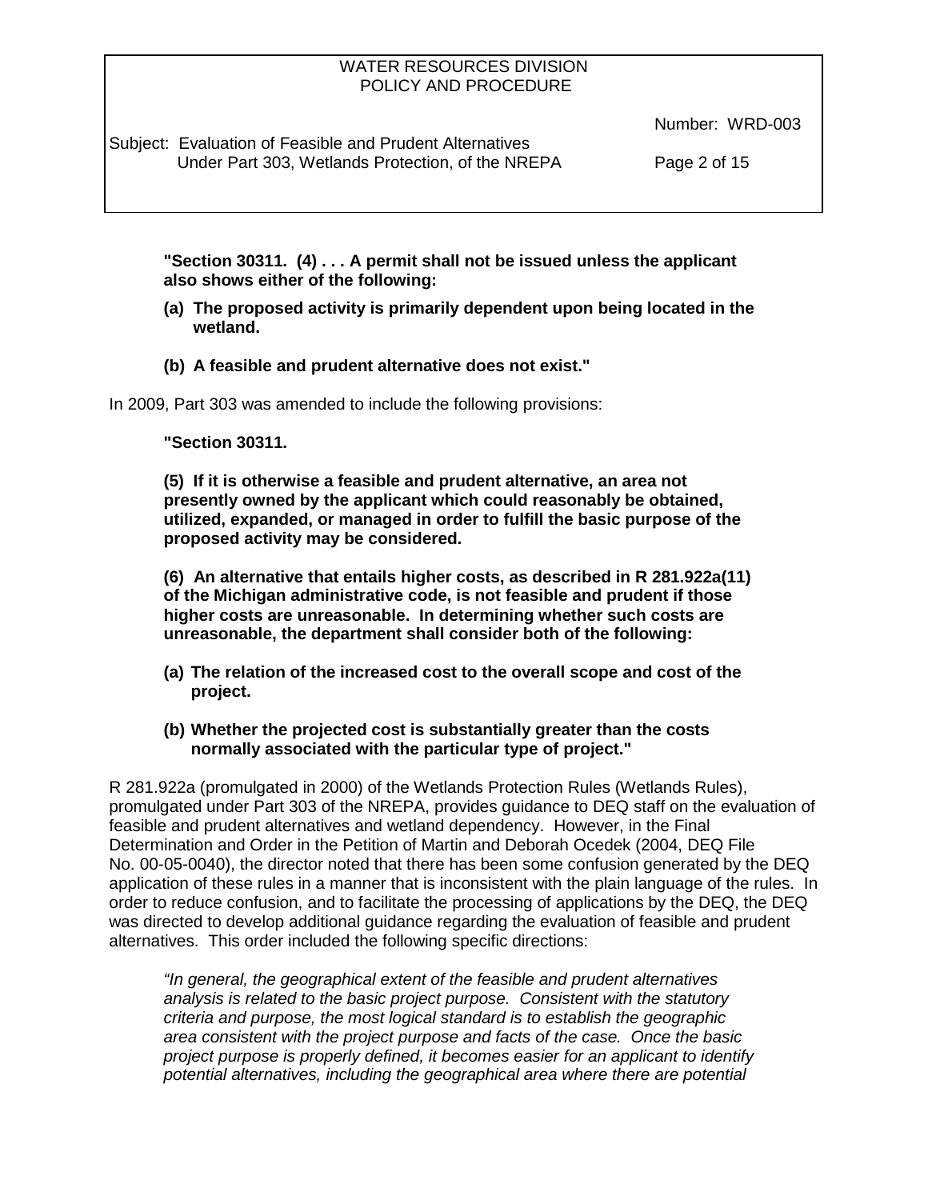**"Section 30311. (4) . . . A permit shall not be issued unless the applicant also shows either of the following:**

**(a) The proposed activity is primarily dependent upon being located in the wetland.**

**(b) A feasible and prudent alternative does not exist."**

In 2009, Part 303 was amended to include the following provisions:

**"Section 30311.**

**(5) If it is otherwise a feasible and prudent alternative, an area not presently owned by the applicant which could reasonably be obtained, utilized, expanded, or managed in order to fulfill the basic purpose of the proposed activity may be considered.**

**(6) An alternative that entails higher costs, as described in R 281.922a(11) of the Michigan administrative code, is not feasible and prudent if those higher costs are unreasonable. In determining whether such costs are unreasonable, the department shall consider both of the following:**

**(a) The relation of the increased cost to the overall scope and cost of the project.**

**(b) Whether the projected cost is substantially greater than the costs normally associated with the particular type of project."**

R 281.922a (promulgated in 2000) of the Wetlands Protection Rules (Wetlands Rules), promulgated under Part 303 of the NREPA, provides guidance to DEQ staff on the evaluation of feasible and prudent alternatives and wetland dependency. However, in the Final Determination and Order in the Petition of Martin and Deborah Ocedek (2004, DEQ File No. 00-05-0040), the director noted that there has been some confusion generated by the DEQ application of these rules in a manner that is inconsistent with the plain language of the rules. In order to reduce confusion, and to facilitate the processing of applications by the DEQ, the DEQ was directed to develop additional guidance regarding the evaluation of feasible and prudent alternatives. This order included the following specific directions:

*"In general, the geographical extent of the feasible and prudent alternatives analysis is related to the basic project purpose. Consistent with the statutory criteria and purpose, the most logical standard is to establish the geographic area consistent with the project purpose and facts of the case. Once the basic project purpose is properly defined, it becomes easier for an applicant to identify potential alternatives, including the geographical area where there are potential*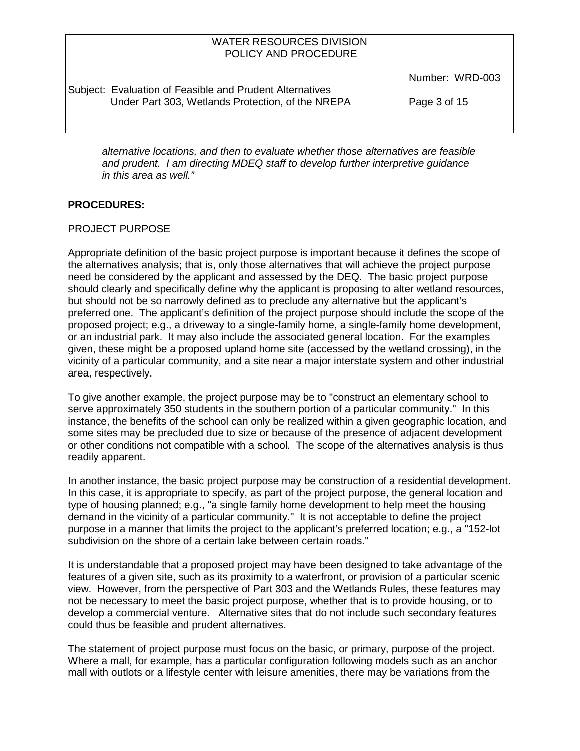*alternative locations, and then to evaluate whether those alternatives are feasible and prudent. I am directing MDEQ staff to develop further interpretive guidance in this area as well."*

**PROCEDURES:**

PROJECT PURPOSE

Appropriate definition of the basic project purpose is important because it defines the scope of the alternatives analysis; that is, only those alternatives that will achieve the project purpose need be considered by the applicant and assessed by the DEQ. The basic project purpose should clearly and specifically define why the applicant is proposing to alter wetland resources, but should not be so narrowly defined as to preclude any alternative but the applicant's preferred one. The applicant's definition of the project purpose should include the scope of the proposed project; e.g., a driveway to a single-family home, a single-family home development, or an industrial park. It may also include the associated general location. For the examples given, these might be a proposed upland home site (accessed by the wetland crossing), in the vicinity of a particular community, and a site near a major interstate system and other industrial area, respectively.

To give another example, the project purpose may be to "construct an elementary school to serve approximately 350 students in the southern portion of a particular community." In this instance, the benefits of the school can only be realized within a given geographic location, and some sites may be precluded due to size or because of the presence of adjacent development or other conditions not compatible with a school. The scope of the alternatives analysis is thus readily apparent.

In another instance, the basic project purpose may be construction of a residential development. In this case, it is appropriate to specify, as part of the project purpose, the general location and type of housing planned; e.g., "a single family home development to help meet the housing demand in the vicinity of a particular community." It is not acceptable to define the project purpose in a manner that limits the project to the applicant's preferred location; e.g., a "152-lot subdivision on the shore of a certain lake between certain roads."

It is understandable that a proposed project may have been designed to take advantage of the features of a given site, such as its proximity to a waterfront, or provision of a particular scenic view. However, from the perspective of Part 303 and the Wetlands Rules, these features may not be necessary to meet the basic project purpose, whether that is to provide housing, or to develop a commercial venture. Alternative sites that do not include such secondary features could thus be feasible and prudent alternatives.

The statement of project purpose must focus on the basic, or primary, purpose of the project. Where a mall, for example, has a particular configuration following models such as an anchor mall with outlots or a lifestyle center with leisure amenities, there may be variations from the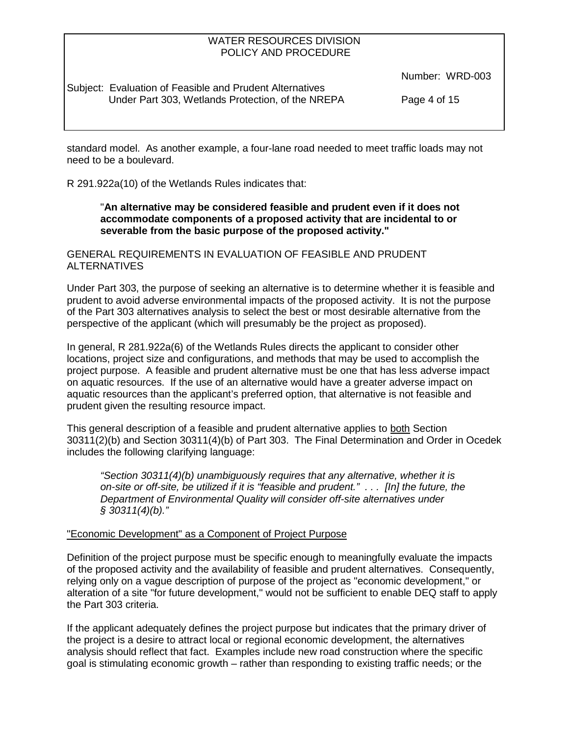standard model. As another example, a four-lane road needed to meet traffic loads may not need to be a boulevard.

R 291.922a(10) of the Wetlands Rules indicates that:

> "**An alternative may be considered feasible and prudent even if it does not accommodate components of a proposed activity that are incidental to or severable from the basic purpose of the proposed activity."**

GENERAL REQUIREMENTS IN EVALUATION OF FEASIBLE AND PRUDENT ALTERNATIVES

Under Part 303, the purpose of seeking an alternative is to determine whether it is feasible and prudent to avoid adverse environmental impacts of the proposed activity. It is not the purpose of the Part 303 alternatives analysis to select the best or most desirable alternative from the perspective of the applicant (which will presumably be the project as proposed).

In general, R 281.922a(6) of the Wetlands Rules directs the applicant to consider other locations, project size and configurations, and methods that may be used to accomplish the project purpose. A feasible and prudent alternative must be one that has less adverse impact on aquatic resources. If the use of an alternative would have a greater adverse impact on aquatic resources than the applicant's preferred option, that alternative is not feasible and prudent given the resulting resource impact.

This general description of a feasible and prudent alternative applies to <u>both</u> Section 30311(2)(b) and Section 30311(4)(b) of Part 303. The Final Determination and Order in Ocedek includes the following clarifying language:

> *"Section 30311(4)(b) unambiguously requires that any alternative, whether it is on-site or off-site, be utilized if it is "feasible and prudent." . . . [In] the future, the Department of Environmental Quality will consider off-site alternatives under § 30311(4)(b)."*

<u>"Economic Development" as a Component of Project Purpose</u>

Definition of the project purpose must be specific enough to meaningfully evaluate the impacts of the proposed activity and the availability of feasible and prudent alternatives. Consequently, relying only on a vague description of purpose of the project as "economic development," or alteration of a site "for future development," would not be sufficient to enable DEQ staff to apply the Part 303 criteria.

If the applicant adequately defines the project purpose but indicates that the primary driver of the project is a desire to attract local or regional economic development, the alternatives analysis should reflect that fact. Examples include new road construction where the specific goal is stimulating economic growth – rather than responding to existing traffic needs; or the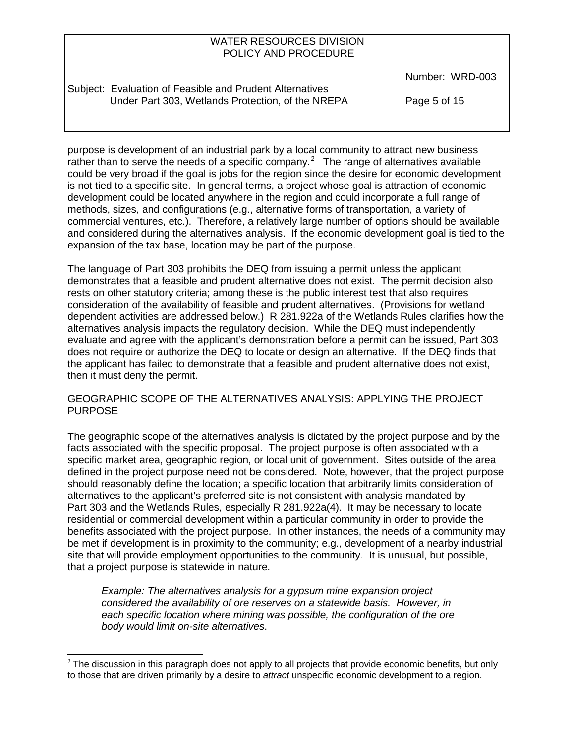purpose is development of an industrial park by a local community to attract new business rather than to serve the needs of a specific company.[2] The range of alternatives available could be very broad if the goal is jobs for the region since the desire for economic development is not tied to a specific site. In general terms, a project whose goal is attraction of economic development could be located anywhere in the region and could incorporate a full range of methods, sizes, and configurations (e.g., alternative forms of transportation, a variety of commercial ventures, etc.). Therefore, a relatively large number of options should be available and considered during the alternatives analysis. If the economic development goal is tied to the expansion of the tax base, location may be part of the purpose.

The language of Part 303 prohibits the DEQ from issuing a permit unless the applicant demonstrates that a feasible and prudent alternative does not exist. The permit decision also rests on other statutory criteria; among these is the public interest test that also requires consideration of the availability of feasible and prudent alternatives. (Provisions for wetland dependent activities are addressed below.) R 281.922a of the Wetlands Rules clarifies how the alternatives analysis impacts the regulatory decision. While the DEQ must independently evaluate and agree with the applicant's demonstration before a permit can be issued, Part 303 does not require or authorize the DEQ to locate or design an alternative. If the DEQ finds that the applicant has failed to demonstrate that a feasible and prudent alternative does not exist, then it must deny the permit.

## GEOGRAPHIC SCOPE OF THE ALTERNATIVES ANALYSIS: APPLYING THE PROJECT PURPOSE

The geographic scope of the alternatives analysis is dictated by the project purpose and by the facts associated with the specific proposal. The project purpose is often associated with a specific market area, geographic region, or local unit of government. Sites outside of the area defined in the project purpose need not be considered. Note, however, that the project purpose should reasonably define the location; a specific location that arbitrarily limits consideration of alternatives to the applicant's preferred site is not consistent with analysis mandated by Part 303 and the Wetlands Rules, especially R 281.922a(4). It may be necessary to locate residential or commercial development within a particular community in order to provide the benefits associated with the project purpose. In other instances, the needs of a community may be met if development is in proximity to the community; e.g., development of a nearby industrial site that will provide employment opportunities to the community. It is unusual, but possible, that a project purpose is statewide in nature.

> *Example: The alternatives analysis for a gypsum mine expansion project considered the availability of ore reserves on a statewide basis. However, in each specific location where mining was possible, the configuration of the ore body would limit on-site alternatives.*

---

[2] The discussion in this paragraph does not apply to all projects that provide economic benefits, but only to those that are driven primarily by a desire to *attract* unspecific economic development to a region.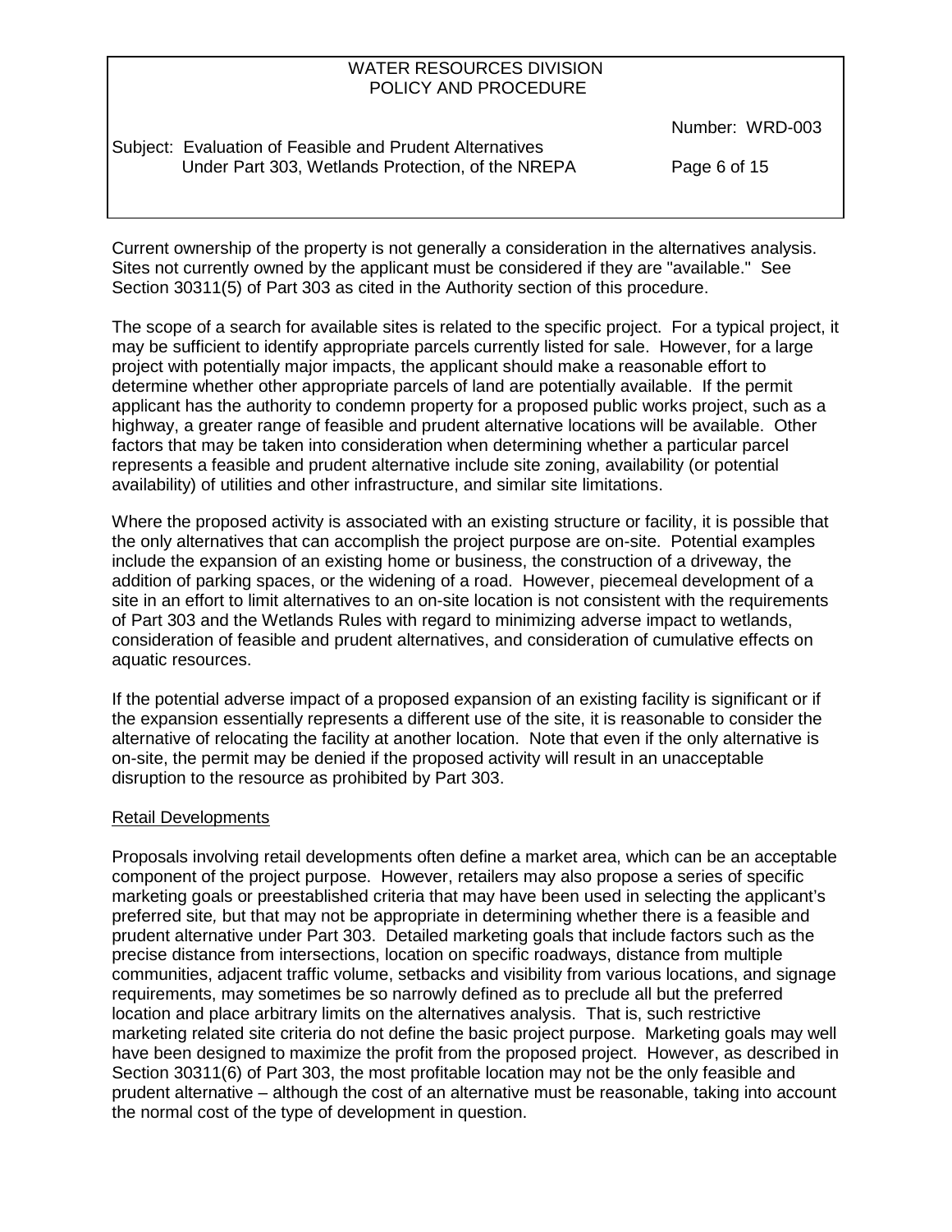Current ownership of the property is not generally a consideration in the alternatives analysis. Sites not currently owned by the applicant must be considered if they are "available." See Section 30311(5) of Part 303 as cited in the Authority section of this procedure.

The scope of a search for available sites is related to the specific project. For a typical project, it may be sufficient to identify appropriate parcels currently listed for sale. However, for a large project with potentially major impacts, the applicant should make a reasonable effort to determine whether other appropriate parcels of land are potentially available. If the permit applicant has the authority to condemn property for a proposed public works project, such as a highway, a greater range of feasible and prudent alternative locations will be available. Other factors that may be taken into consideration when determining whether a particular parcel represents a feasible and prudent alternative include site zoning, availability (or potential availability) of utilities and other infrastructure, and similar site limitations.

Where the proposed activity is associated with an existing structure or facility, it is possible that the only alternatives that can accomplish the project purpose are on-site. Potential examples include the expansion of an existing home or business, the construction of a driveway, the addition of parking spaces, or the widening of a road. However, piecemeal development of a site in an effort to limit alternatives to an on-site location is not consistent with the requirements of Part 303 and the Wetlands Rules with regard to minimizing adverse impact to wetlands, consideration of feasible and prudent alternatives, and consideration of cumulative effects on aquatic resources.

If the potential adverse impact of a proposed expansion of an existing facility is significant or if the expansion essentially represents a different use of the site, it is reasonable to consider the alternative of relocating the facility at another location. Note that even if the only alternative is on-site, the permit may be denied if the proposed activity will result in an unacceptable disruption to the resource as prohibited by Part 303.

Retail Developments

Proposals involving retail developments often define a market area, which can be an acceptable component of the project purpose. However, retailers may also propose a series of specific marketing goals or preestablished criteria that may have been used in selecting the applicant's preferred site, but that may not be appropriate in determining whether there is a feasible and prudent alternative under Part 303. Detailed marketing goals that include factors such as the precise distance from intersections, location on specific roadways, distance from multiple communities, adjacent traffic volume, setbacks and visibility from various locations, and signage requirements, may sometimes be so narrowly defined as to preclude all but the preferred location and place arbitrary limits on the alternatives analysis. That is, such restrictive marketing related site criteria do not define the basic project purpose. Marketing goals may well have been designed to maximize the profit from the proposed project. However, as described in Section 30311(6) of Part 303, the most profitable location may not be the only feasible and prudent alternative – although the cost of an alternative must be reasonable, taking into account the normal cost of the type of development in question.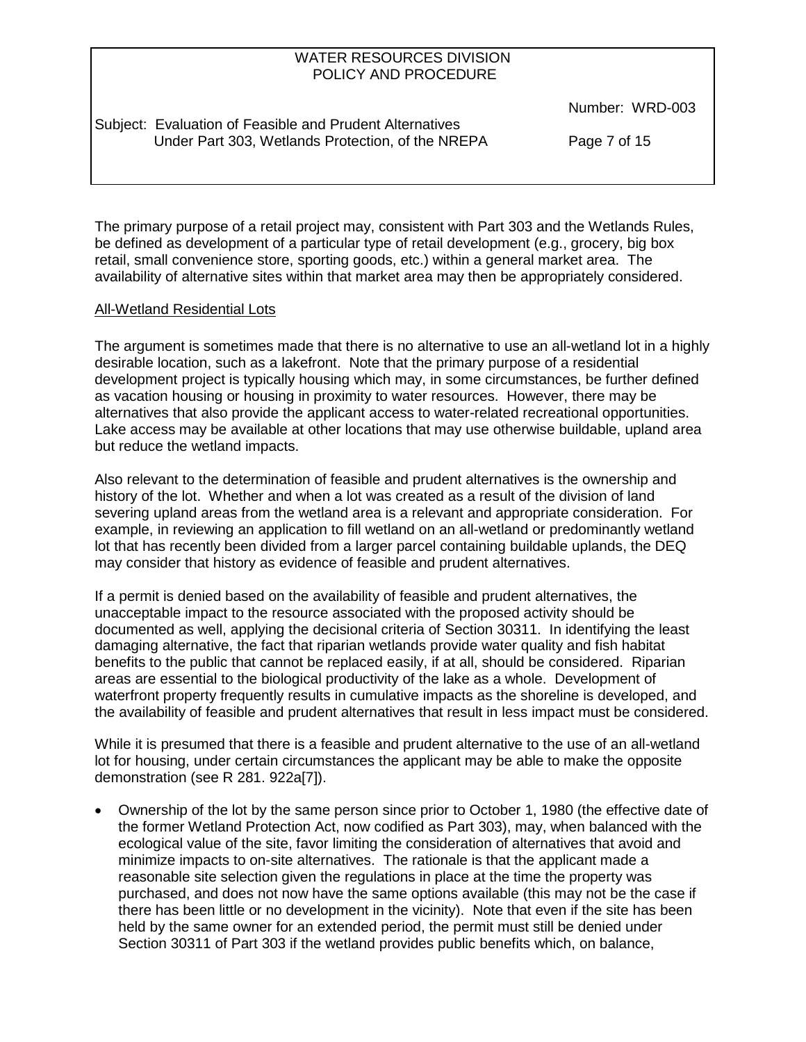The primary purpose of a retail project may, consistent with Part 303 and the Wetlands Rules, be defined as development of a particular type of retail development (e.g., grocery, big box retail, small convenience store, sporting goods, etc.) within a general market area. The availability of alternative sites within that market area may then be appropriately considered.

### All-Wetland Residential Lots

The argument is sometimes made that there is no alternative to use an all-wetland lot in a highly desirable location, such as a lakefront. Note that the primary purpose of a residential development project is typically housing which may, in some circumstances, be further defined as vacation housing or housing in proximity to water resources. However, there may be alternatives that also provide the applicant access to water-related recreational opportunities. Lake access may be available at other locations that may use otherwise buildable, upland area but reduce the wetland impacts.

Also relevant to the determination of feasible and prudent alternatives is the ownership and history of the lot. Whether and when a lot was created as a result of the division of land severing upland areas from the wetland area is a relevant and appropriate consideration. For example, in reviewing an application to fill wetland on an all-wetland or predominantly wetland lot that has recently been divided from a larger parcel containing buildable uplands, the DEQ may consider that history as evidence of feasible and prudent alternatives.

If a permit is denied based on the availability of feasible and prudent alternatives, the unacceptable impact to the resource associated with the proposed activity should be documented as well, applying the decisional criteria of Section 30311. In identifying the least damaging alternative, the fact that riparian wetlands provide water quality and fish habitat benefits to the public that cannot be replaced easily, if at all, should be considered. Riparian areas are essential to the biological productivity of the lake as a whole. Development of waterfront property frequently results in cumulative impacts as the shoreline is developed, and the availability of feasible and prudent alternatives that result in less impact must be considered.

While it is presumed that there is a feasible and prudent alternative to the use of an all-wetland lot for housing, under certain circumstances the applicant may be able to make the opposite demonstration (see R 281. 922a[7]).

- Ownership of the lot by the same person since prior to October 1, 1980 (the effective date of the former Wetland Protection Act, now codified as Part 303), may, when balanced with the ecological value of the site, favor limiting the consideration of alternatives that avoid and minimize impacts to on-site alternatives. The rationale is that the applicant made a reasonable site selection given the regulations in place at the time the property was purchased, and does not now have the same options available (this may not be the case if there has been little or no development in the vicinity). Note that even if the site has been held by the same owner for an extended period, the permit must still be denied under Section 30311 of Part 303 if the wetland provides public benefits which, on balance,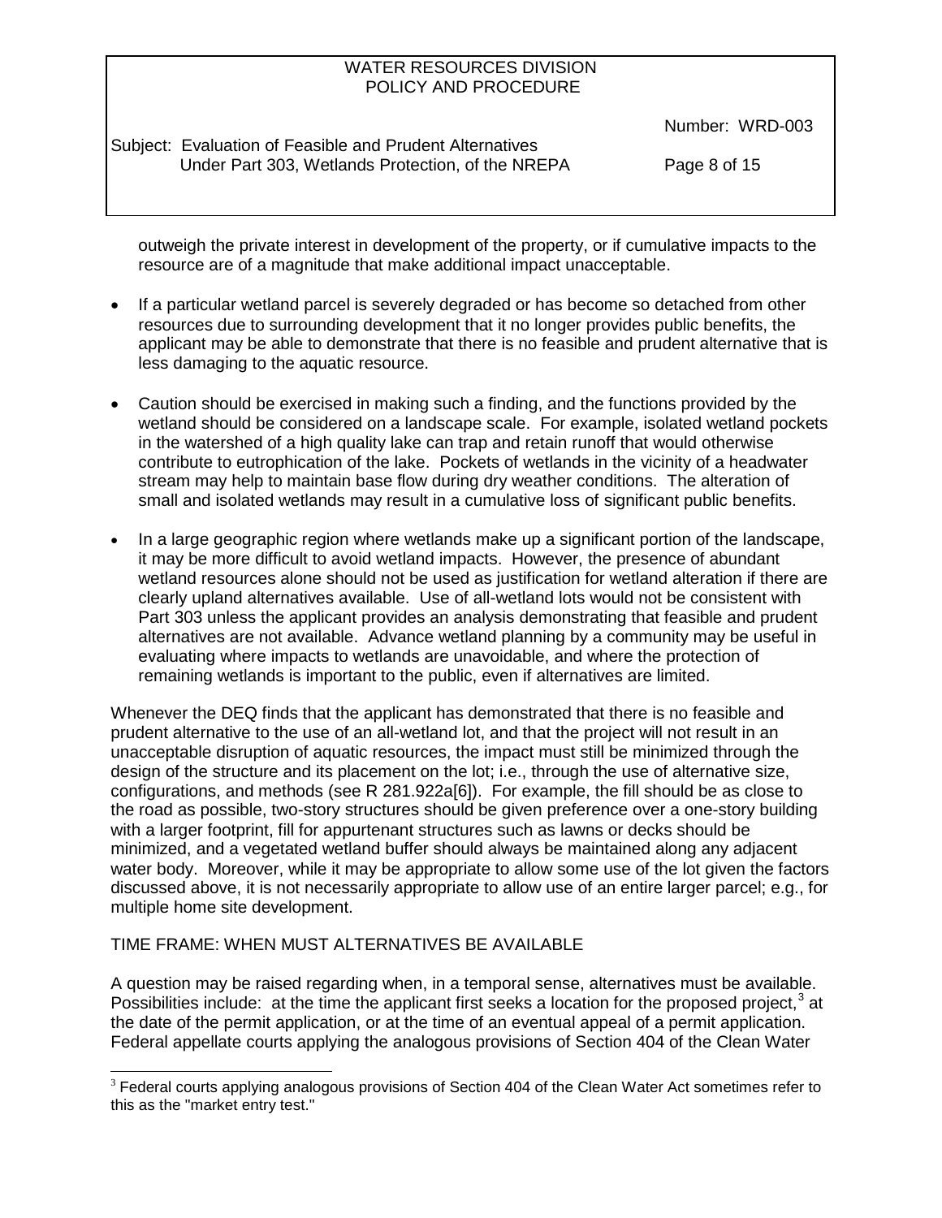outweigh the private interest in development of the property, or if cumulative impacts to the resource are of a magnitude that make additional impact unacceptable.

- If a particular wetland parcel is severely degraded or has become so detached from other resources due to surrounding development that it no longer provides public benefits, the applicant may be able to demonstrate that there is no feasible and prudent alternative that is less damaging to the aquatic resource.

- Caution should be exercised in making such a finding, and the functions provided by the wetland should be considered on a landscape scale. For example, isolated wetland pockets in the watershed of a high quality lake can trap and retain runoff that would otherwise contribute to eutrophication of the lake. Pockets of wetlands in the vicinity of a headwater stream may help to maintain base flow during dry weather conditions. The alteration of small and isolated wetlands may result in a cumulative loss of significant public benefits.

- In a large geographic region where wetlands make up a significant portion of the landscape, it may be more difficult to avoid wetland impacts. However, the presence of abundant wetland resources alone should not be used as justification for wetland alteration if there are clearly upland alternatives available. Use of all-wetland lots would not be consistent with Part 303 unless the applicant provides an analysis demonstrating that feasible and prudent alternatives are not available. Advance wetland planning by a community may be useful in evaluating where impacts to wetlands are unavoidable, and where the protection of remaining wetlands is important to the public, even if alternatives are limited.

Whenever the DEQ finds that the applicant has demonstrated that there is no feasible and prudent alternative to the use of an all-wetland lot, and that the project will not result in an unacceptable disruption of aquatic resources, the impact must still be minimized through the design of the structure and its placement on the lot; i.e., through the use of alternative size, configurations, and methods (see R 281.922a[6]). For example, the fill should be as close to the road as possible, two-story structures should be given preference over a one-story building with a larger footprint, fill for appurtenant structures such as lawns or decks should be minimized, and a vegetated wetland buffer should always be maintained along any adjacent water body. Moreover, while it may be appropriate to allow some use of the lot given the factors discussed above, it is not necessarily appropriate to allow use of an entire larger parcel; e.g., for multiple home site development.

TIME FRAME: WHEN MUST ALTERNATIVES BE AVAILABLE

A question may be raised regarding when, in a temporal sense, alternatives must be available. Possibilities include: at the time the applicant first seeks a location for the proposed project,[3] at the date of the permit application, or at the time of an eventual appeal of a permit application. Federal appellate courts applying the analogous provisions of Section 404 of the Clean Water

[3] Federal courts applying analogous provisions of Section 404 of the Clean Water Act sometimes refer to this as the "market entry test."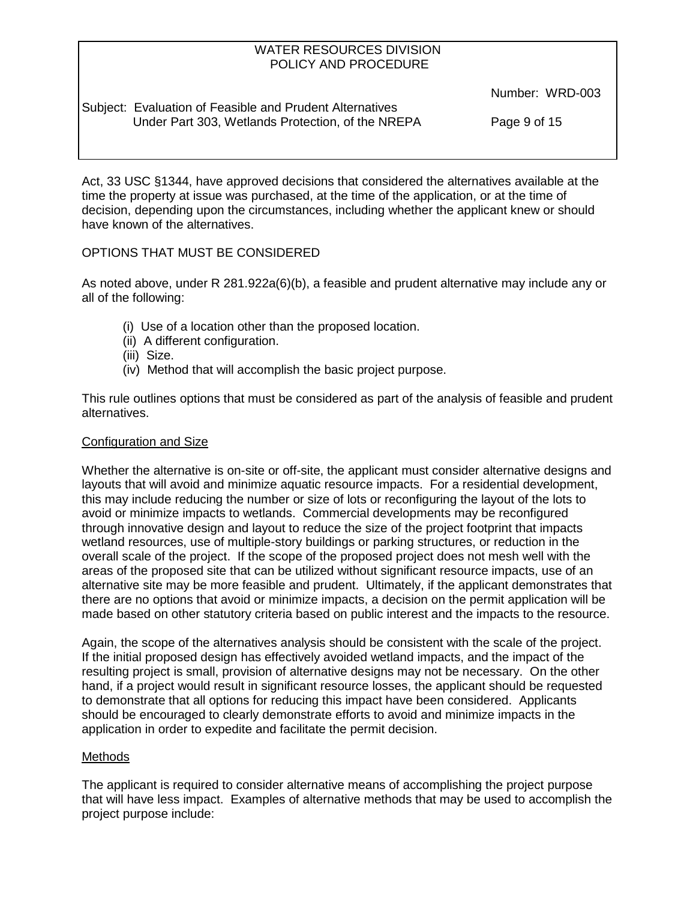Act, 33 USC §1344, have approved decisions that considered the alternatives available at the time the property at issue was purchased, at the time of the application, or at the time of decision, depending upon the circumstances, including whether the applicant knew or should have known of the alternatives.

## OPTIONS THAT MUST BE CONSIDERED

As noted above, under R 281.922a(6)(b), a feasible and prudent alternative may include any or all of the following:

- (i) Use of a location other than the proposed location.
- (ii) A different configuration.
- (iii) Size.
- (iv) Method that will accomplish the basic project purpose.

This rule outlines options that must be considered as part of the analysis of feasible and prudent alternatives.

### Configuration and Size

Whether the alternative is on-site or off-site, the applicant must consider alternative designs and layouts that will avoid and minimize aquatic resource impacts. For a residential development, this may include reducing the number or size of lots or reconfiguring the layout of the lots to avoid or minimize impacts to wetlands. Commercial developments may be reconfigured through innovative design and layout to reduce the size of the project footprint that impacts wetland resources, use of multiple-story buildings or parking structures, or reduction in the overall scale of the project. If the scope of the proposed project does not mesh well with the areas of the proposed site that can be utilized without significant resource impacts, use of an alternative site may be more feasible and prudent. Ultimately, if the applicant demonstrates that there are no options that avoid or minimize impacts, a decision on the permit application will be made based on other statutory criteria based on public interest and the impacts to the resource.

Again, the scope of the alternatives analysis should be consistent with the scale of the project. If the initial proposed design has effectively avoided wetland impacts, and the impact of the resulting project is small, provision of alternative designs may not be necessary. On the other hand, if a project would result in significant resource losses, the applicant should be requested to demonstrate that all options for reducing this impact have been considered. Applicants should be encouraged to clearly demonstrate efforts to avoid and minimize impacts in the application in order to expedite and facilitate the permit decision.

### Methods

The applicant is required to consider alternative means of accomplishing the project purpose that will have less impact. Examples of alternative methods that may be used to accomplish the project purpose include: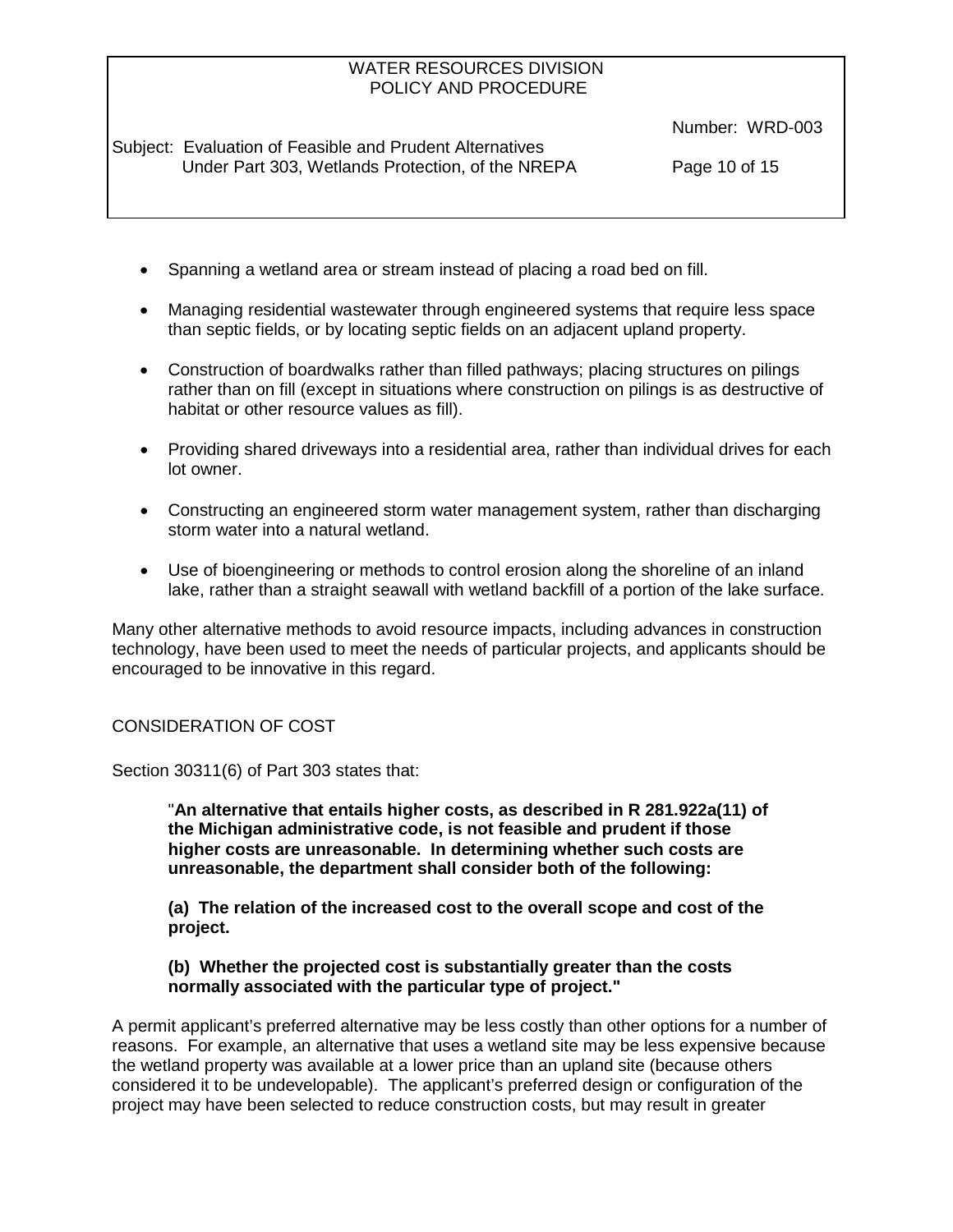- Spanning a wetland area or stream instead of placing a road bed on fill.
- Managing residential wastewater through engineered systems that require less space than septic fields, or by locating septic fields on an adjacent upland property.
- Construction of boardwalks rather than filled pathways; placing structures on pilings rather than on fill (except in situations where construction on pilings is as destructive of habitat or other resource values as fill).
- Providing shared driveways into a residential area, rather than individual drives for each lot owner.
- Constructing an engineered storm water management system, rather than discharging storm water into a natural wetland.
- Use of bioengineering or methods to control erosion along the shoreline of an inland lake, rather than a straight seawall with wetland backfill of a portion of the lake surface.

Many other alternative methods to avoid resource impacts, including advances in construction technology, have been used to meet the needs of particular projects, and applicants should be encouraged to be innovative in this regard.

CONSIDERATION OF COST

Section 30311(6) of Part 303 states that:

> "**An alternative that entails higher costs, as described in R 281.922a(11) of the Michigan administrative code, is not feasible and prudent if those higher costs are unreasonable. In determining whether such costs are unreasonable, the department shall consider both of the following:**
>
> **(a) The relation of the increased cost to the overall scope and cost of the project.**
>
> **(b) Whether the projected cost is substantially greater than the costs normally associated with the particular type of project."**

A permit applicant's preferred alternative may be less costly than other options for a number of reasons. For example, an alternative that uses a wetland site may be less expensive because the wetland property was available at a lower price than an upland site (because others considered it to be undevelopable). The applicant's preferred design or configuration of the project may have been selected to reduce construction costs, but may result in greater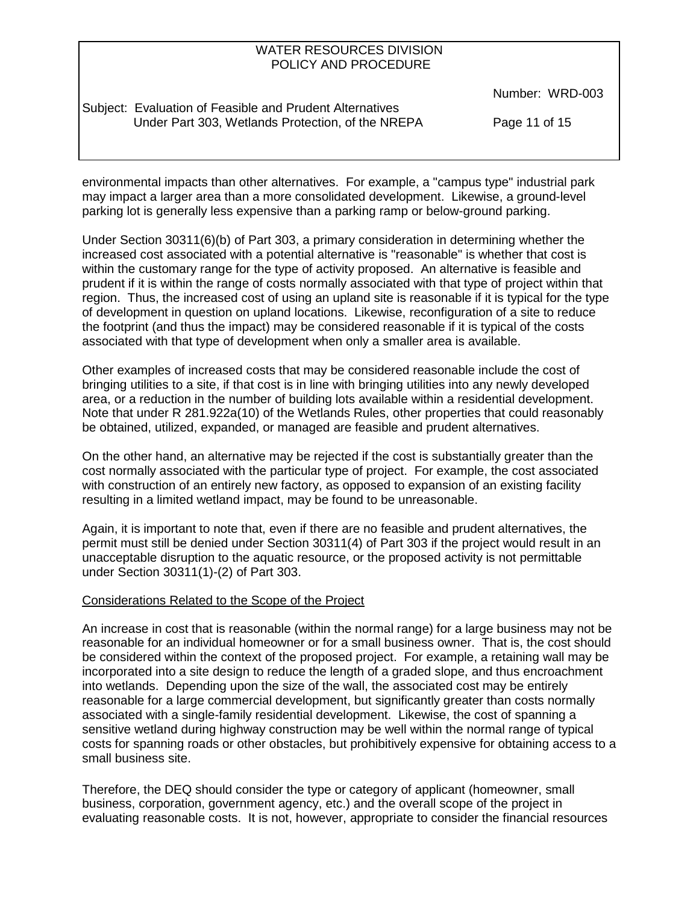environmental impacts than other alternatives. For example, a "campus type" industrial park may impact a larger area than a more consolidated development. Likewise, a ground-level parking lot is generally less expensive than a parking ramp or below-ground parking.

Under Section 30311(6)(b) of Part 303, a primary consideration in determining whether the increased cost associated with a potential alternative is "reasonable" is whether that cost is within the customary range for the type of activity proposed. An alternative is feasible and prudent if it is within the range of costs normally associated with that type of project within that region. Thus, the increased cost of using an upland site is reasonable if it is typical for the type of development in question on upland locations. Likewise, reconfiguration of a site to reduce the footprint (and thus the impact) may be considered reasonable if it is typical of the costs associated with that type of development when only a smaller area is available.

Other examples of increased costs that may be considered reasonable include the cost of bringing utilities to a site, if that cost is in line with bringing utilities into any newly developed area, or a reduction in the number of building lots available within a residential development. Note that under R 281.922a(10) of the Wetlands Rules, other properties that could reasonably be obtained, utilized, expanded, or managed are feasible and prudent alternatives.

On the other hand, an alternative may be rejected if the cost is substantially greater than the cost normally associated with the particular type of project. For example, the cost associated with construction of an entirely new factory, as opposed to expansion of an existing facility resulting in a limited wetland impact, may be found to be unreasonable.

Again, it is important to note that, even if there are no feasible and prudent alternatives, the permit must still be denied under Section 30311(4) of Part 303 if the project would result in an unacceptable disruption to the aquatic resource, or the proposed activity is not permittable under Section 30311(1)-(2) of Part 303.

<u>Considerations Related to the Scope of the Project</u>

An increase in cost that is reasonable (within the normal range) for a large business may not be reasonable for an individual homeowner or for a small business owner. That is, the cost should be considered within the context of the proposed project. For example, a retaining wall may be incorporated into a site design to reduce the length of a graded slope, and thus encroachment into wetlands. Depending upon the size of the wall, the associated cost may be entirely reasonable for a large commercial development, but significantly greater than costs normally associated with a single-family residential development. Likewise, the cost of spanning a sensitive wetland during highway construction may be well within the normal range of typical costs for spanning roads or other obstacles, but prohibitively expensive for obtaining access to a small business site.

Therefore, the DEQ should consider the type or category of applicant (homeowner, small business, corporation, government agency, etc.) and the overall scope of the project in evaluating reasonable costs. It is not, however, appropriate to consider the financial resources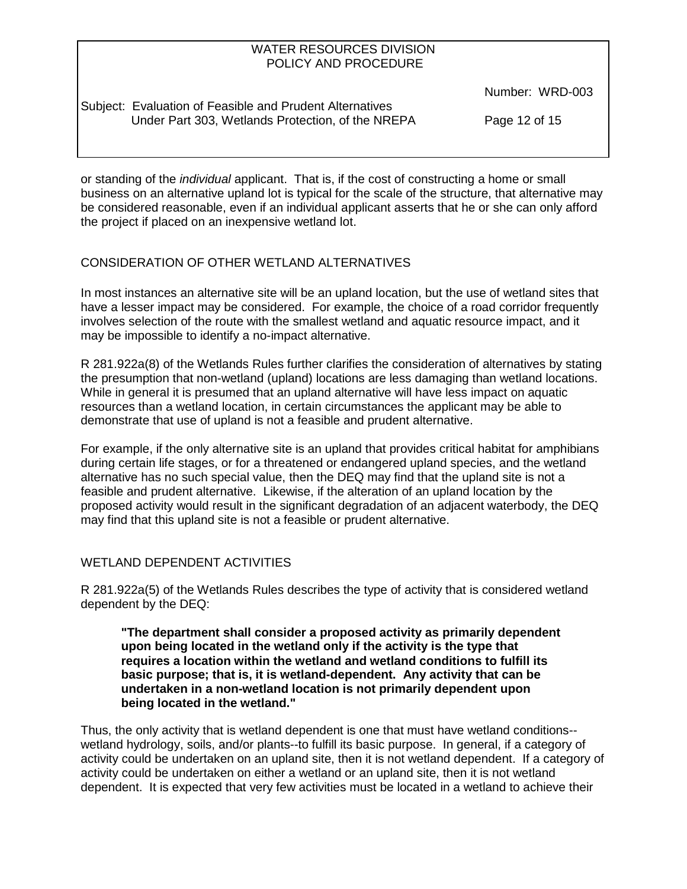or standing of the *individual* applicant. That is, if the cost of constructing a home or small business on an alternative upland lot is typical for the scale of the structure, that alternative may be considered reasonable, even if an individual applicant asserts that he or she can only afford the project if placed on an inexpensive wetland lot.

## CONSIDERATION OF OTHER WETLAND ALTERNATIVES

In most instances an alternative site will be an upland location, but the use of wetland sites that have a lesser impact may be considered. For example, the choice of a road corridor frequently involves selection of the route with the smallest wetland and aquatic resource impact, and it may be impossible to identify a no-impact alternative.

R 281.922a(8) of the Wetlands Rules further clarifies the consideration of alternatives by stating the presumption that non-wetland (upland) locations are less damaging than wetland locations. While in general it is presumed that an upland alternative will have less impact on aquatic resources than a wetland location, in certain circumstances the applicant may be able to demonstrate that use of upland is not a feasible and prudent alternative.

For example, if the only alternative site is an upland that provides critical habitat for amphibians during certain life stages, or for a threatened or endangered upland species, and the wetland alternative has no such special value, then the DEQ may find that the upland site is not a feasible and prudent alternative. Likewise, if the alteration of an upland location by the proposed activity would result in the significant degradation of an adjacent waterbody, the DEQ may find that this upland site is not a feasible or prudent alternative.

## WETLAND DEPENDENT ACTIVITIES

R 281.922a(5) of the Wetlands Rules describes the type of activity that is considered wetland dependent by the DEQ:

> **"The department shall consider a proposed activity as primarily dependent upon being located in the wetland only if the activity is the type that requires a location within the wetland and wetland conditions to fulfill its basic purpose; that is, it is wetland-dependent. Any activity that can be undertaken in a non-wetland location is not primarily dependent upon being located in the wetland."**

Thus, the only activity that is wetland dependent is one that must have wetland conditions--wetland hydrology, soils, and/or plants--to fulfill its basic purpose. In general, if a category of activity could be undertaken on an upland site, then it is not wetland dependent. If a category of activity could be undertaken on either a wetland or an upland site, then it is not wetland dependent. It is expected that very few activities must be located in a wetland to achieve their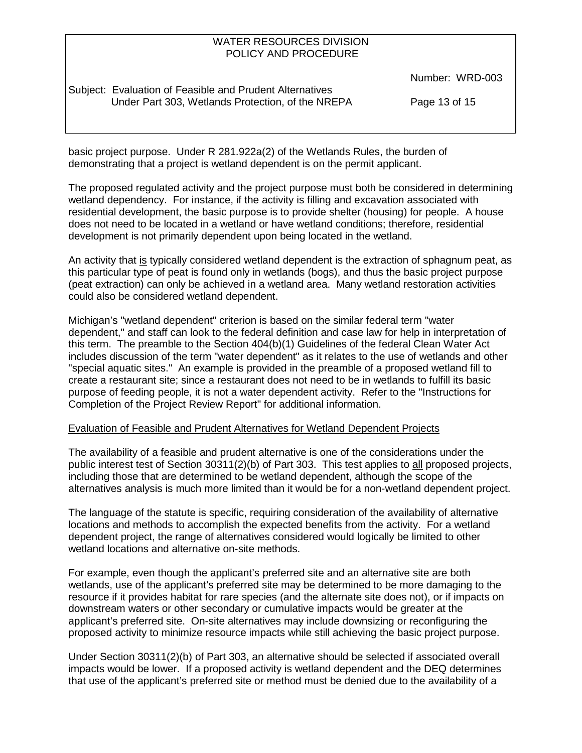basic project purpose. Under R 281.922a(2) of the Wetlands Rules, the burden of demonstrating that a project is wetland dependent is on the permit applicant.

The proposed regulated activity and the project purpose must both be considered in determining wetland dependency. For instance, if the activity is filling and excavation associated with residential development, the basic purpose is to provide shelter (housing) for people. A house does not need to be located in a wetland or have wetland conditions; therefore, residential development is not primarily dependent upon being located in the wetland.

An activity that <u>is</u> typically considered wetland dependent is the extraction of sphagnum peat, as this particular type of peat is found only in wetlands (bogs), and thus the basic project purpose (peat extraction) can only be achieved in a wetland area. Many wetland restoration activities could also be considered wetland dependent.

Michigan's "wetland dependent" criterion is based on the similar federal term "water dependent," and staff can look to the federal definition and case law for help in interpretation of this term. The preamble to the Section 404(b)(1) Guidelines of the federal Clean Water Act includes discussion of the term "water dependent" as it relates to the use of wetlands and other "special aquatic sites." An example is provided in the preamble of a proposed wetland fill to create a restaurant site; since a restaurant does not need to be in wetlands to fulfill its basic purpose of feeding people, it is not a water dependent activity. Refer to the "Instructions for Completion of the Project Review Report" for additional information.

<u>Evaluation of Feasible and Prudent Alternatives for Wetland Dependent Projects</u>

The availability of a feasible and prudent alternative is one of the considerations under the public interest test of Section 30311(2)(b) of Part 303. This test applies to <u>all</u> proposed projects, including those that are determined to be wetland dependent, although the scope of the alternatives analysis is much more limited than it would be for a non-wetland dependent project.

The language of the statute is specific, requiring consideration of the availability of alternative locations and methods to accomplish the expected benefits from the activity. For a wetland dependent project, the range of alternatives considered would logically be limited to other wetland locations and alternative on-site methods.

For example, even though the applicant's preferred site and an alternative site are both wetlands, use of the applicant's preferred site may be determined to be more damaging to the resource if it provides habitat for rare species (and the alternate site does not), or if impacts on downstream waters or other secondary or cumulative impacts would be greater at the applicant's preferred site. On-site alternatives may include downsizing or reconfiguring the proposed activity to minimize resource impacts while still achieving the basic project purpose.

Under Section 30311(2)(b) of Part 303, an alternative should be selected if associated overall impacts would be lower. If a proposed activity is wetland dependent and the DEQ determines that use of the applicant's preferred site or method must be denied due to the availability of a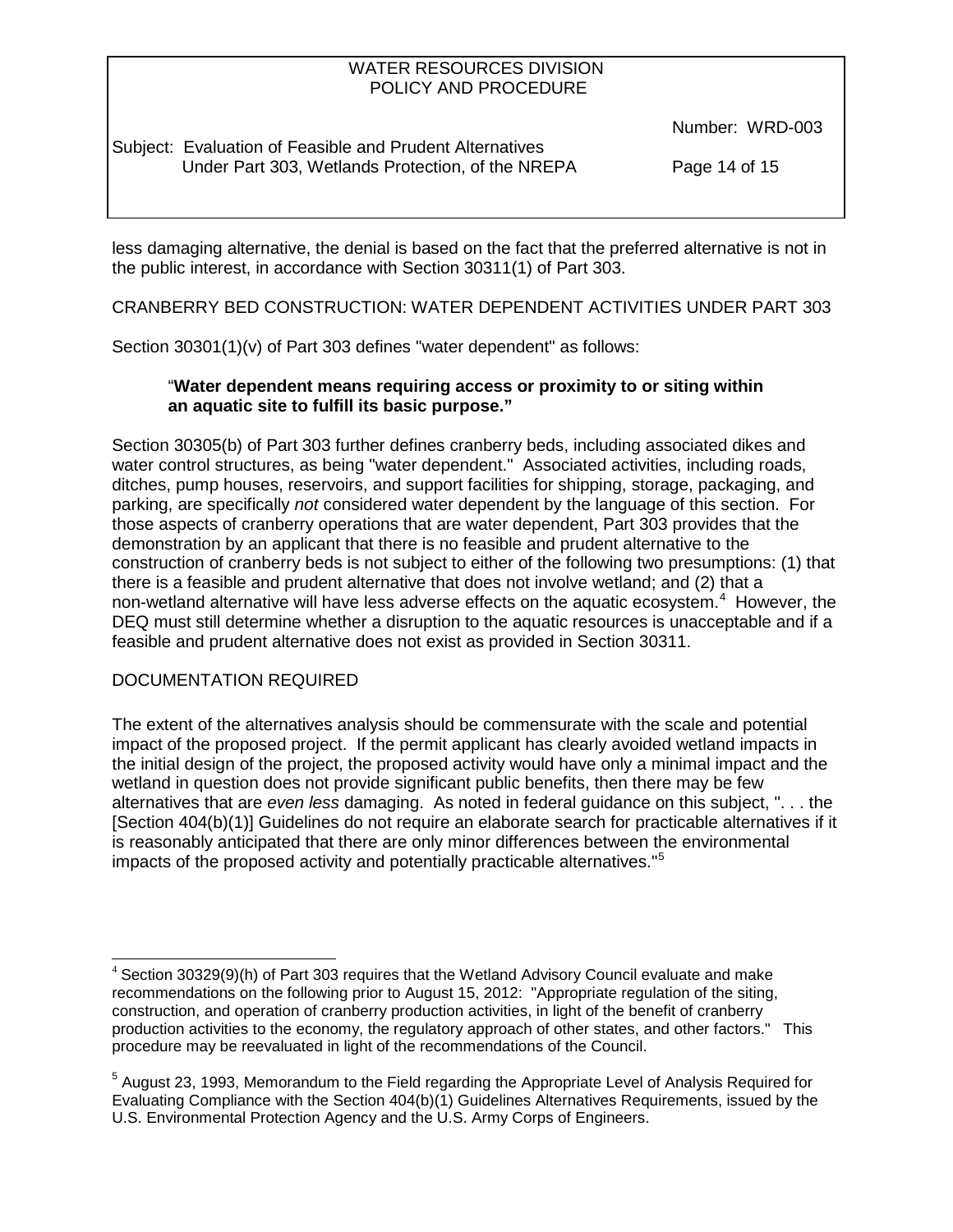less damaging alternative, the denial is based on the fact that the preferred alternative is not in the public interest, in accordance with Section 30311(1) of Part 303.

## CRANBERRY BED CONSTRUCTION: WATER DEPENDENT ACTIVITIES UNDER PART 303

Section 30301(1)(v) of Part 303 defines "water dependent" as follows:

> "**Water dependent means requiring access or proximity to or siting within an aquatic site to fulfill its basic purpose.**"

Section 30305(b) of Part 303 further defines cranberry beds, including associated dikes and water control structures, as being "water dependent." Associated activities, including roads, ditches, pump houses, reservoirs, and support facilities for shipping, storage, packaging, and parking, are specifically *not* considered water dependent by the language of this section. For those aspects of cranberry operations that are water dependent, Part 303 provides that the demonstration by an applicant that there is no feasible and prudent alternative to the construction of cranberry beds is not subject to either of the following two presumptions: (1) that there is a feasible and prudent alternative that does not involve wetland; and (2) that a non-wetland alternative will have less adverse effects on the aquatic ecosystem.[4] However, the DEQ must still determine whether a disruption to the aquatic resources is unacceptable and if a feasible and prudent alternative does not exist as provided in Section 30311.

## DOCUMENTATION REQUIRED

The extent of the alternatives analysis should be commensurate with the scale and potential impact of the proposed project. If the permit applicant has clearly avoided wetland impacts in the initial design of the project, the proposed activity would have only a minimal impact and the wetland in question does not provide significant public benefits, then there may be few alternatives that are *even less* damaging. As noted in federal guidance on this subject, ". . . the [Section 404(b)(1)] Guidelines do not require an elaborate search for practicable alternatives if it is reasonably anticipated that there are only minor differences between the environmental impacts of the proposed activity and potentially practicable alternatives."[5]

---

[4] Section 30329(9)(h) of Part 303 requires that the Wetland Advisory Council evaluate and make recommendations on the following prior to August 15, 2012: "Appropriate regulation of the siting, construction, and operation of cranberry production activities, in light of the benefit of cranberry production activities to the economy, the regulatory approach of other states, and other factors." This procedure may be reevaluated in light of the recommendations of the Council.

[5] August 23, 1993, Memorandum to the Field regarding the Appropriate Level of Analysis Required for Evaluating Compliance with the Section 404(b)(1) Guidelines Alternatives Requirements, issued by the U.S. Environmental Protection Agency and the U.S. Army Corps of Engineers.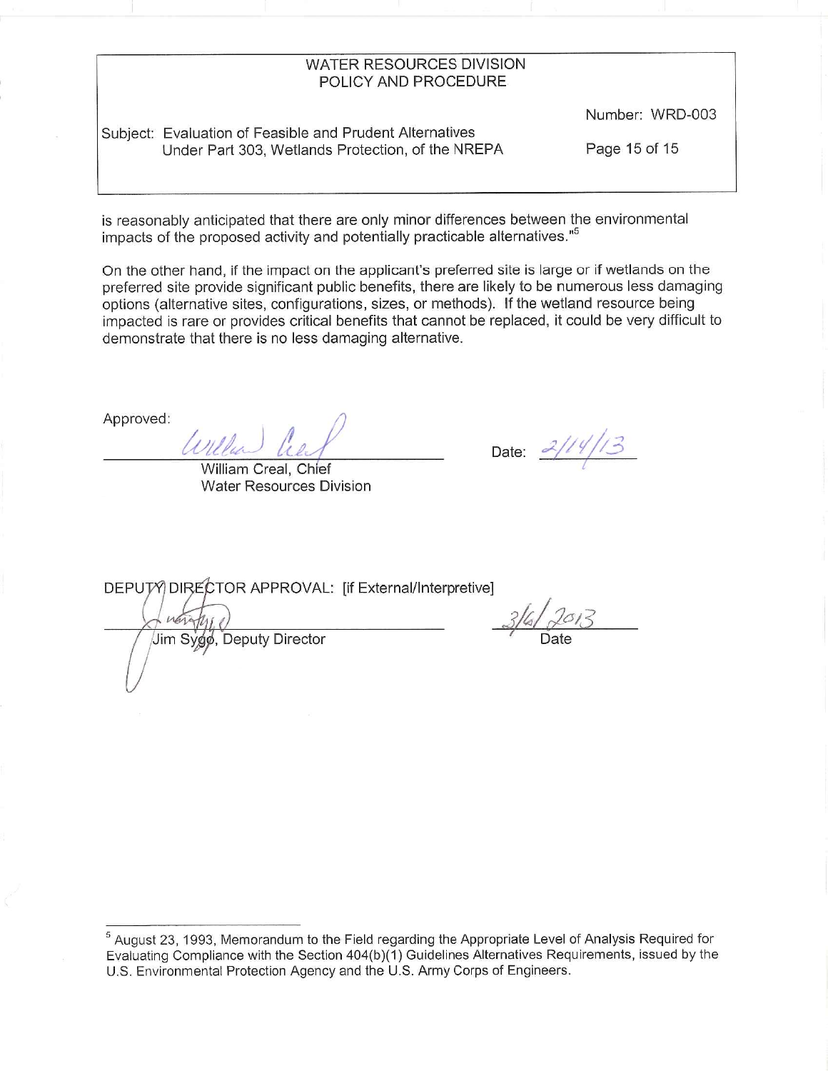is reasonably anticipated that there are only minor differences between the environmental impacts of the proposed activity and potentially practicable alternatives."[5]

On the other hand, if the impact on the applicant's preferred site is large or if wetlands on the preferred site provide significant public benefits, there are likely to be numerous less damaging options (alternative sites, configurations, sizes, or methods). If the wetland resource being impacted is rare or provides critical benefits that cannot be replaced, it could be very difficult to demonstrate that there is no less damaging alternative.

Approved:

William Creal, Chief
Water Resources Division

Date: 2/14/13

DEPUTY DIRECTOR APPROVAL: [if External/Interpretive]

Jim Sygo, Deputy Director

3/6/2013
Date

---

[5] August 23, 1993, Memorandum to the Field regarding the Appropriate Level of Analysis Required for Evaluating Compliance with the Section 404(b)(1) Guidelines Alternatives Requirements, issued by the U.S. Environmental Protection Agency and the U.S. Army Corps of Engineers.